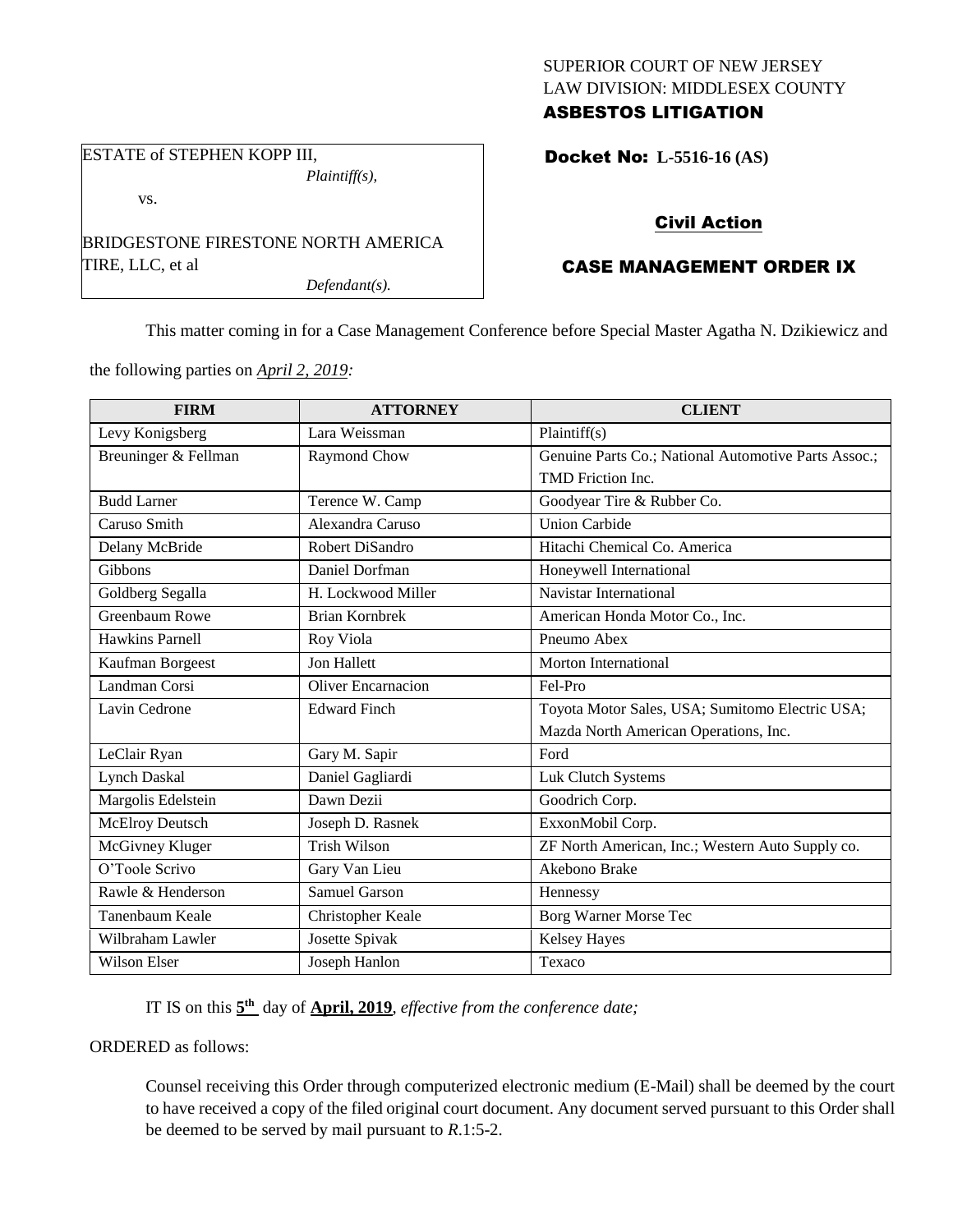SUPERIOR COURT OF NEW JERSEY
LAW DIVISION: MIDDLESEX COUNTY
**ASBESTOS LITIGATION**

ESTATE of STEPHEN KOPP III,
*Plaintiff(s),*

vs.

BRIDGESTONE FIRESTONE NORTH AMERICA TIRE, LLC, et al
*Defendant(s).*

**Docket No: L-5516-16 (AS)**

**Civil Action**

**CASE MANAGEMENT ORDER IX**

This matter coming in for a Case Management Conference before Special Master Agatha N. Dzikiewicz and the following parties on *April 2, 2019:*

| FIRM | ATTORNEY | CLIENT |
|---|---|---|
| Levy Konigsberg | Lara Weissman | Plaintiff(s) |
| Breuninger & Fellman | Raymond Chow | Genuine Parts Co.; National Automotive Parts Assoc.; TMD Friction Inc. |
| Budd Larner | Terence W. Camp | Goodyear Tire & Rubber Co. |
| Caruso Smith | Alexandra Caruso | Union Carbide |
| Delany McBride | Robert DiSandro | Hitachi Chemical Co. America |
| Gibbons | Daniel Dorfman | Honeywell International |
| Goldberg Segalla | H. Lockwood Miller | Navistar International |
| Greenbaum Rowe | Brian Kornbrek | American Honda Motor Co., Inc. |
| Hawkins Parnell | Roy Viola | Pneumo Abex |
| Kaufman Borgeest | Jon Hallett | Morton International |
| Landman Corsi | Oliver Encarnacion | Fel-Pro |
| Lavin Cedrone | Edward Finch | Toyota Motor Sales, USA; Sumitomo Electric USA; Mazda North American Operations, Inc. |
| LeClair Ryan | Gary M. Sapir | Ford |
| Lynch Daskal | Daniel Gagliardi | Luk Clutch Systems |
| Margolis Edelstein | Dawn Dezii | Goodrich Corp. |
| McElroy Deutsch | Joseph D. Rasnek | ExxonMobil Corp. |
| McGivney Kluger | Trish Wilson | ZF North American, Inc.; Western Auto Supply co. |
| O'Toole Scrivo | Gary Van Lieu | Akebono Brake |
| Rawle & Henderson | Samuel Garson | Hennessy |
| Tanenbaum Keale | Christopher Keale | Borg Warner Morse Tec |
| Wilbraham Lawler | Josette Spivak | Kelsey Hayes |
| Wilson Elser | Joseph Hanlon | Texaco |

IT IS on this **5th** day of **April, 2019**, *effective from the conference date;*

ORDERED as follows:

Counsel receiving this Order through computerized electronic medium (E-Mail) shall be deemed by the court to have received a copy of the filed original court document. Any document served pursuant to this Order shall be deemed to be served by mail pursuant to *R*.1:5-2.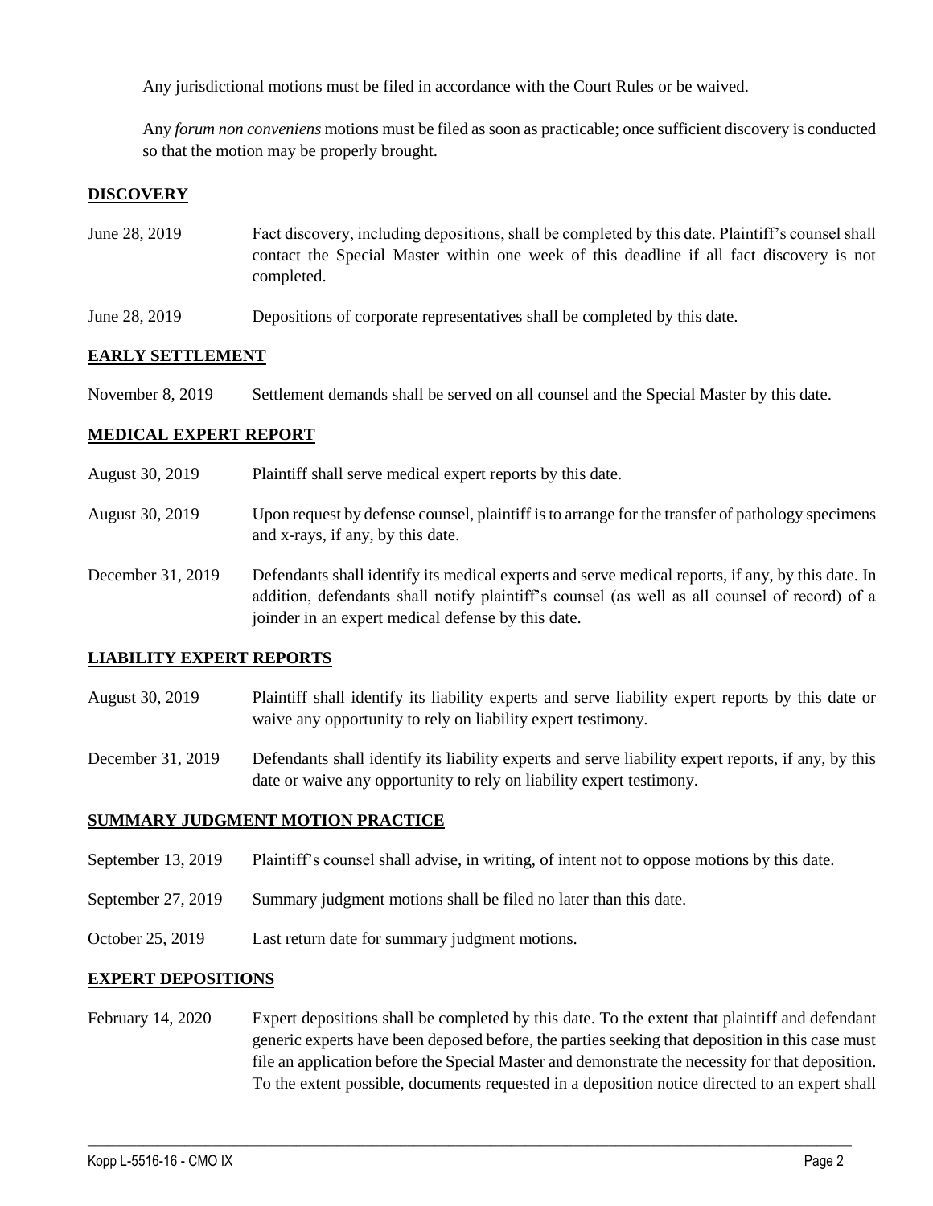Any jurisdictional motions must be filed in accordance with the Court Rules or be waived.

Any *forum non conveniens* motions must be filed as soon as practicable; once sufficient discovery is conducted so that the motion may be properly brought.

## DISCOVERY

| | |
|---|---|
| June 28, 2019 | Fact discovery, including depositions, shall be completed by this date. Plaintiff's counsel shall contact the Special Master within one week of this deadline if all fact discovery is not completed. |
| June 28, 2019 | Depositions of corporate representatives shall be completed by this date. |

## EARLY SETTLEMENT

| | |
|---|---|
| November 8, 2019 | Settlement demands shall be served on all counsel and the Special Master by this date. |

## MEDICAL EXPERT REPORT

| | |
|---|---|
| August 30, 2019 | Plaintiff shall serve medical expert reports by this date. |
| August 30, 2019 | Upon request by defense counsel, plaintiff is to arrange for the transfer of pathology specimens and x-rays, if any, by this date. |
| December 31, 2019 | Defendants shall identify its medical experts and serve medical reports, if any, by this date. In addition, defendants shall notify plaintiff's counsel (as well as all counsel of record) of a joinder in an expert medical defense by this date. |

## LIABILITY EXPERT REPORTS

| | |
|---|---|
| August 30, 2019 | Plaintiff shall identify its liability experts and serve liability expert reports by this date or waive any opportunity to rely on liability expert testimony. |
| December 31, 2019 | Defendants shall identify its liability experts and serve liability expert reports, if any, by this date or waive any opportunity to rely on liability expert testimony. |

## SUMMARY JUDGMENT MOTION PRACTICE

| | |
|---|---|
| September 13, 2019 | Plaintiff's counsel shall advise, in writing, of intent not to oppose motions by this date. |
| September 27, 2019 | Summary judgment motions shall be filed no later than this date. |
| October 25, 2019 | Last return date for summary judgment motions. |

## EXPERT DEPOSITIONS

| | |
|---|---|
| February 14, 2020 | Expert depositions shall be completed by this date. To the extent that plaintiff and defendant generic experts have been deposed before, the parties seeking that deposition in this case must file an application before the Special Master and demonstrate the necessity for that deposition. To the extent possible, documents requested in a deposition notice directed to an expert shall |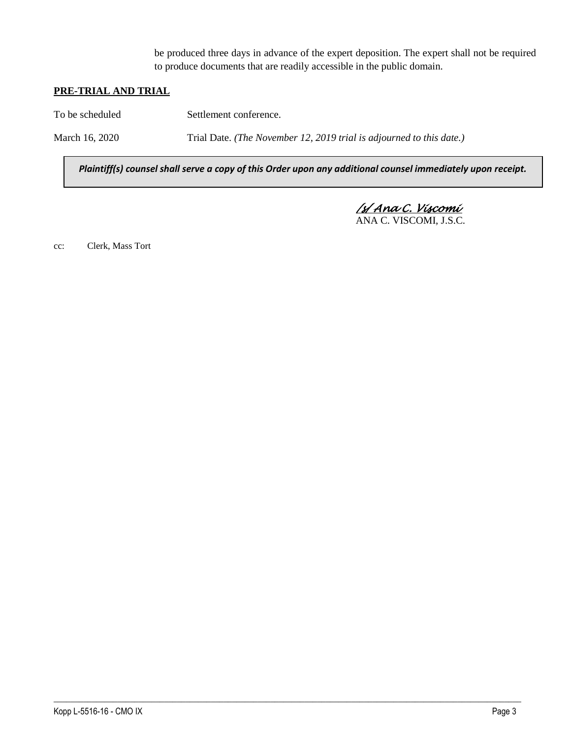be produced three days in advance of the expert deposition. The expert shall not be required to produce documents that are readily accessible in the public domain.

**PRE-TRIAL AND TRIAL**

| | |
|---|---|
| To be scheduled | Settlement conference. |
| March 16, 2020 | Trial Date. *(The November 12, 2019 trial is adjourned to this date.)* |

***Plaintiff(s) counsel shall serve a copy of this Order upon any additional counsel immediately upon receipt.***

*/s/ Ana C. Viscomi*
ANA C. VISCOMI, J.S.C.

cc: Clerk, Mass Tort